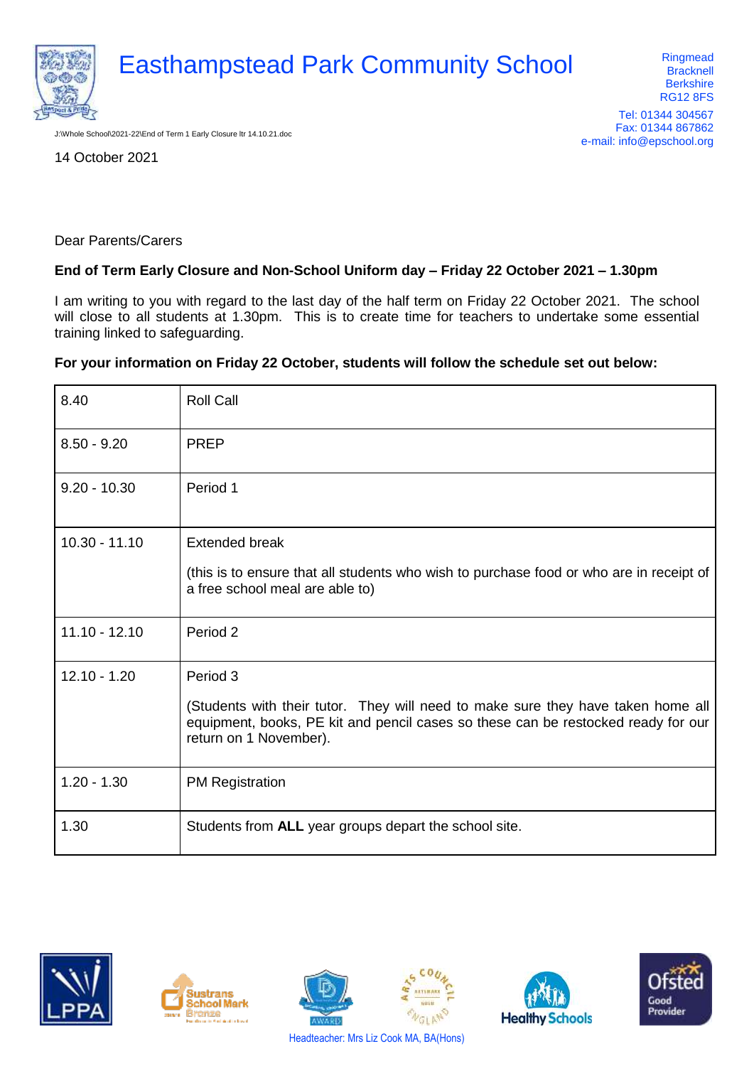# Easthampstead Park Community School

Ringmead
Bracknell
Berkshire
RG12 8FS

Tel: 01344 304567
Fax: 01344 867862
e-mail: info@epschool.org

J:\Whole School\2021-22\End of Term 1 Early Closure ltr 14.10.21.doc

14 October 2021

Dear Parents/Carers

**End of Term Early Closure and Non-School Uniform day – Friday 22 October 2021 – 1.30pm**

I am writing to you with regard to the last day of the half term on Friday 22 October 2021. The school will close to all students at 1.30pm. This is to create time for teachers to undertake some essential training linked to safeguarding.

**For your information on Friday 22 October, students will follow the schedule set out below:**

| | |
|---|---|
| 8.40 | Roll Call |
| 8.50 - 9.20 | PREP |
| 9.20 - 10.30 | Period 1 |
| 10.30 - 11.10 | Extended break<br><br>(this is to ensure that all students who wish to purchase food or who are in receipt of a free school meal are able to) |
| 11.10 - 12.10 | Period 2 |
| 12.10 - 1.20 | Period 3<br><br>(Students with their tutor. They will need to make sure they have taken home all equipment, books, PE kit and pencil cases so these can be restocked ready for our return on 1 November). |
| 1.20 - 1.30 | PM Registration |
| 1.30 | Students from **ALL** year groups depart the school site. |

Headteacher: Mrs Liz Cook MA, BA(Hons)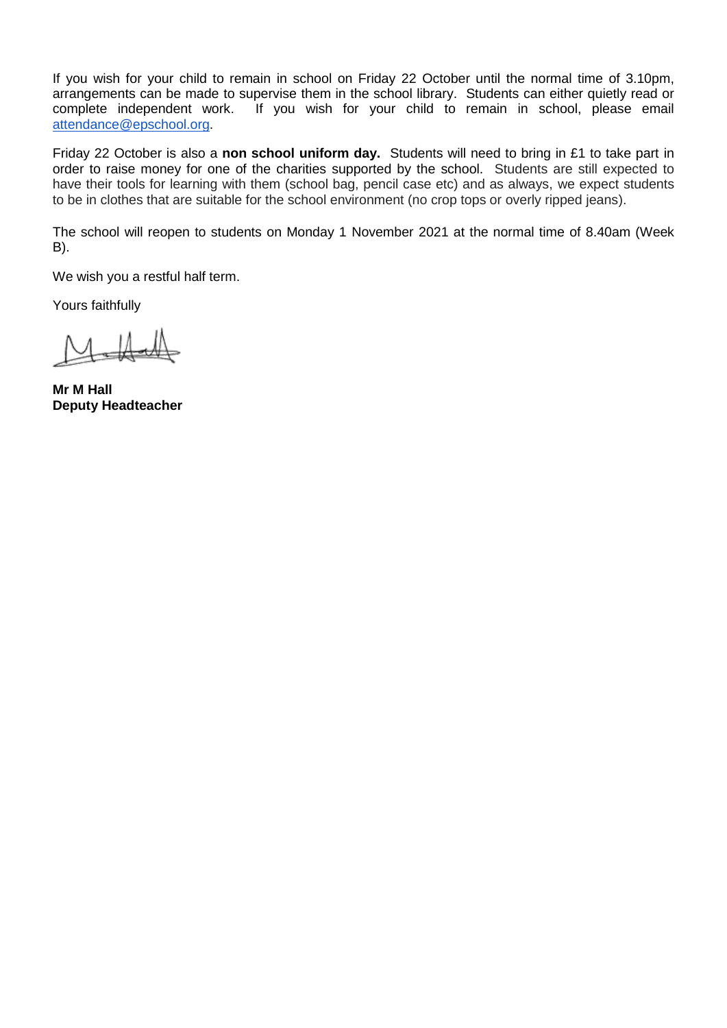If you wish for your child to remain in school on Friday 22 October until the normal time of 3.10pm, arrangements can be made to supervise them in the school library. Students can either quietly read or complete independent work. If you wish for your child to remain in school, please email attendance@epschool.org.

Friday 22 October is also a **non school uniform day.** Students will need to bring in £1 to take part in order to raise money for one of the charities supported by the school. Students are still expected to have their tools for learning with them (school bag, pencil case etc) and as always, we expect students to be in clothes that are suitable for the school environment (no crop tops or overly ripped jeans).

The school will reopen to students on Monday 1 November 2021 at the normal time of 8.40am (Week B).

We wish you a restful half term.

Yours faithfully

**Mr M Hall**
**Deputy Headteacher**